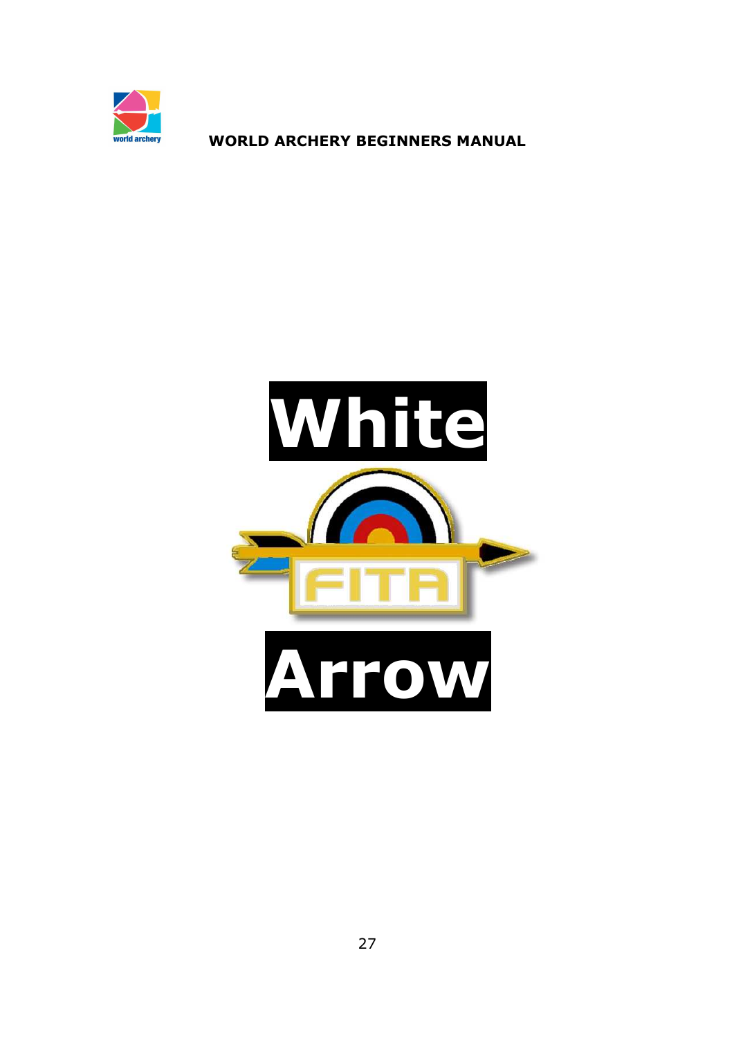# White

FITA

# Arrow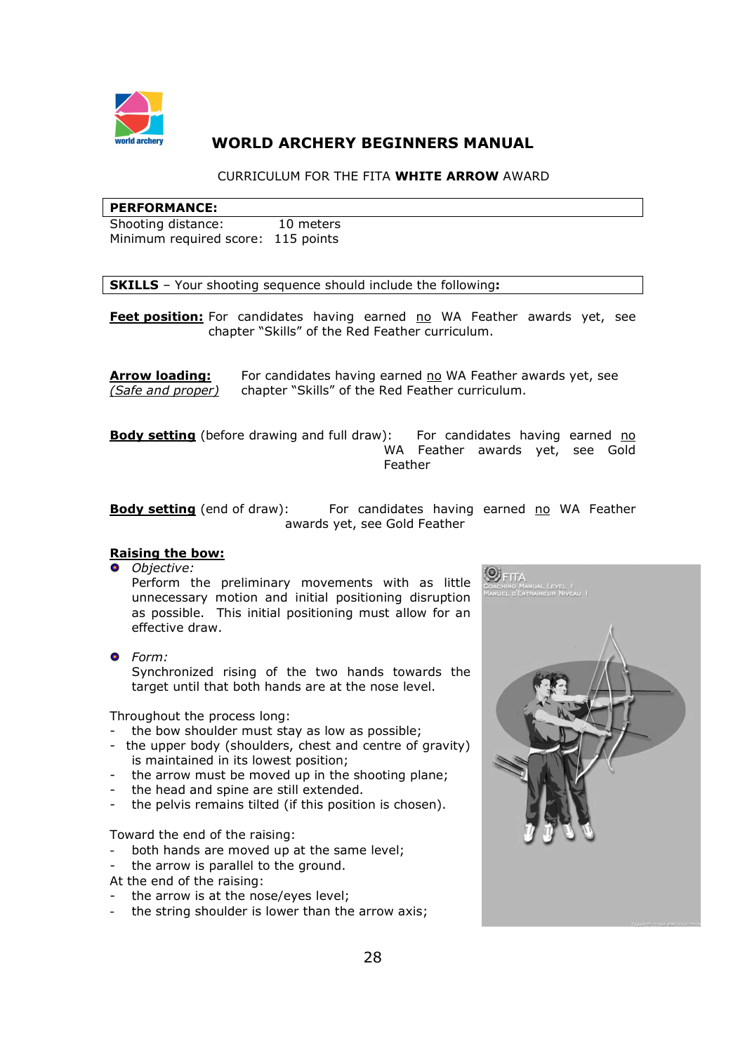# WORLD ARCHERY BEGINNERS MANUAL

CURRICULUM FOR THE FITA **WHITE ARROW** AWARD

**PERFORMANCE:**

Shooting distance: 10 meters
Minimum required score: 115 points

**SKILLS** – Your shooting sequence should include the following**:**

**Feet position:** For candidates having earned no WA Feather awards yet, see chapter "Skills" of the Red Feather curriculum.

**Arrow loading:** *(Safe and proper)* For candidates having earned no WA Feather awards yet, see chapter "Skills" of the Red Feather curriculum.

**Body setting** (before drawing and full draw): For candidates having earned no WA Feather awards yet, see Gold Feather

**Body setting** (end of draw): For candidates having earned no WA Feather awards yet, see Gold Feather

**Raising the bow:**

- *Objective:*
  Perform the preliminary movements with as little unnecessary motion and initial positioning disruption as possible. This initial positioning must allow for an effective draw.

- *Form:*
  Synchronized rising of the two hands towards the target until that both hands are at the nose level.

Throughout the process long:
- the bow shoulder must stay as low as possible;
- the upper body (shoulders, chest and centre of gravity) is maintained in its lowest position;
- the arrow must be moved up in the shooting plane;
- the head and spine are still extended.
- the pelvis remains tilted (if this position is chosen).

Toward the end of the raising:
- both hands are moved up at the same level;
- the arrow is parallel to the ground.

At the end of the raising:
- the arrow is at the nose/eyes level;
- the string shoulder is lower than the arrow axis;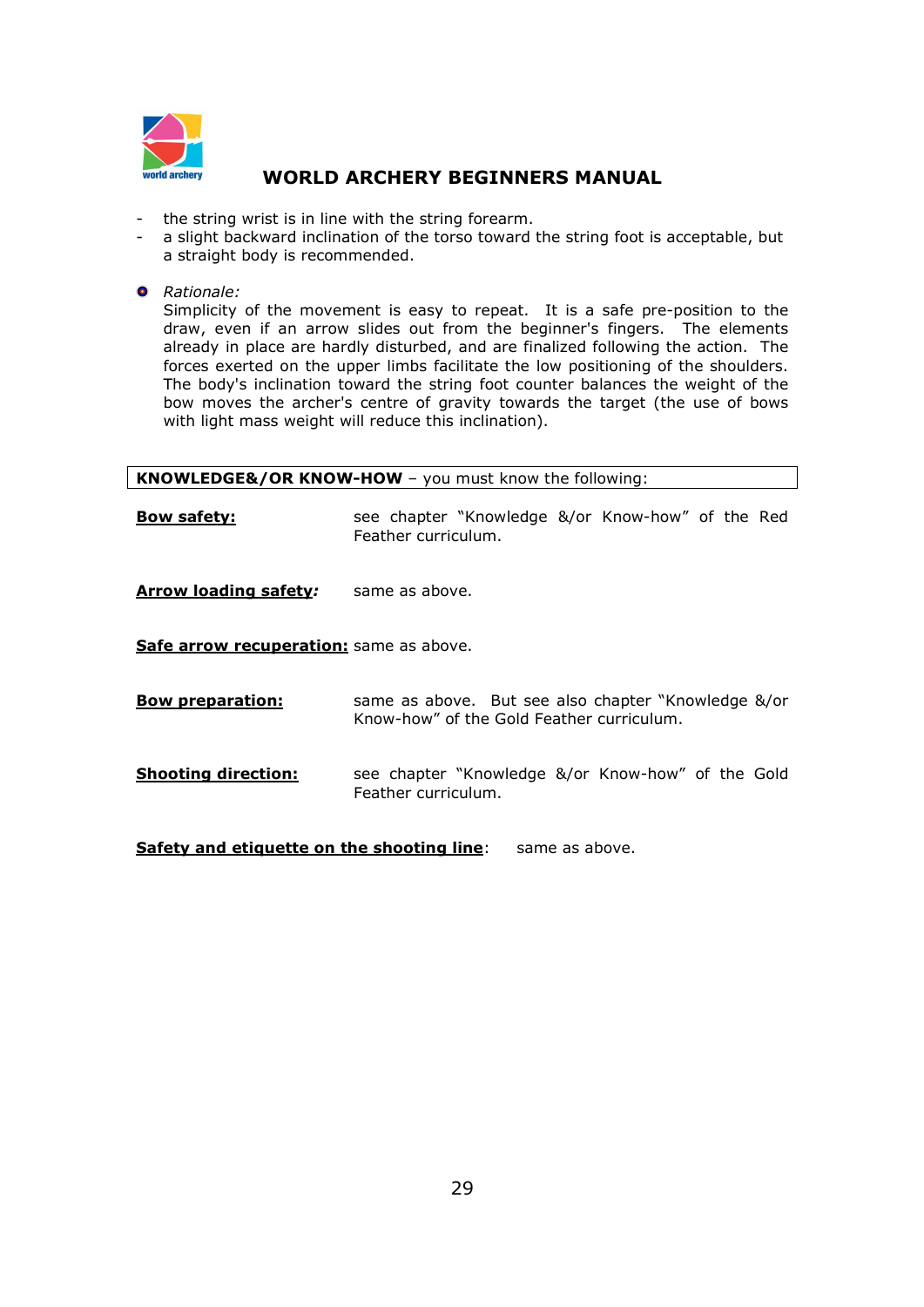- the string wrist is in line with the string forearm.
- a slight backward inclination of the torso toward the string foot is acceptable, but a straight body is recommended.

- *Rationale:*
  Simplicity of the movement is easy to repeat. It is a safe pre-position to the draw, even if an arrow slides out from the beginner's fingers. The elements already in place are hardly disturbed, and are finalized following the action. The forces exerted on the upper limbs facilitate the low positioning of the shoulders. The body's inclination toward the string foot counter balances the weight of the bow moves the archer's centre of gravity towards the target (the use of bows with light mass weight will reduce this inclination).

**KNOWLEDGE&/OR KNOW-HOW** – you must know the following:

**Bow safety:** see chapter "Knowledge &/or Know-how" of the Red Feather curriculum.

**Arrow loading safety*:*** same as above.

**Safe arrow recuperation:** same as above.

**Bow preparation:** same as above. But see also chapter "Knowledge &/or Know-how" of the Gold Feather curriculum.

**Shooting direction:** see chapter "Knowledge &/or Know-how" of the Gold Feather curriculum.

**Safety and etiquette on the shooting line**: same as above.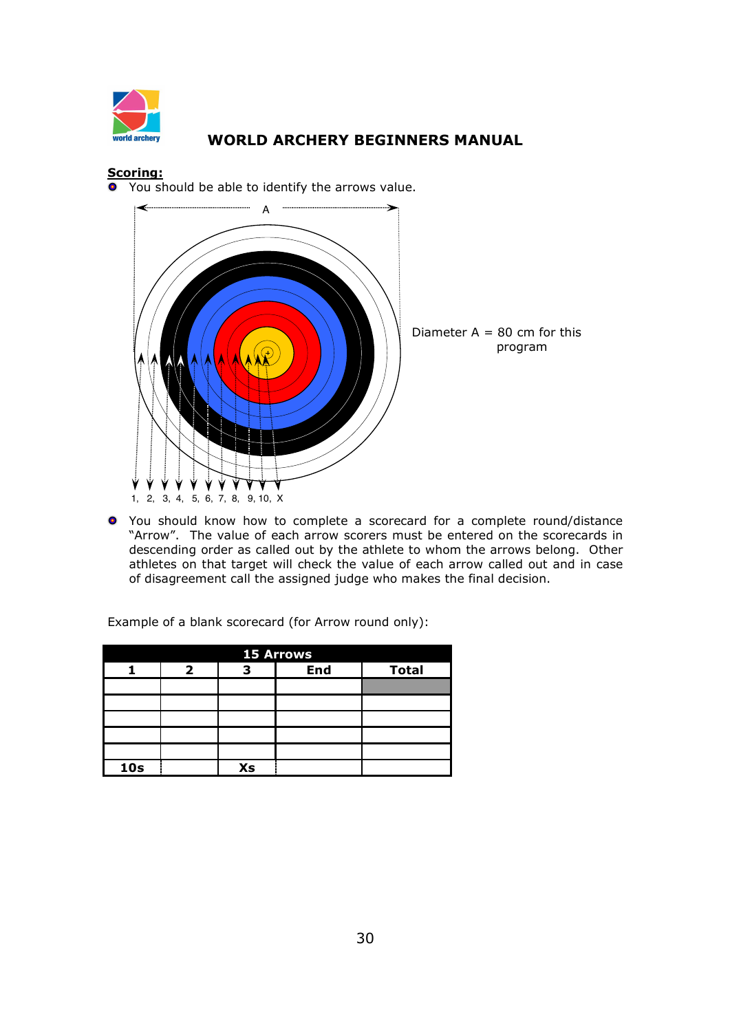**Scoring:**

- You should be able to identify the arrows value.

A

Diameter A = 80 cm for this program

1, 2, 3, 4, 5, 6, 7, 8, 9, 10, X

- You should know how to complete a scorecard for a complete round/distance "Arrow". The value of each arrow scorers must be entered on the scorecards in descending order as called out by the athlete to whom the arrows belong. Other athletes on that target will check the value of each arrow called out and in case of disagreement call the assigned judge who makes the final decision.

Example of a blank scorecard (for Arrow round only):

| 15 Arrows | | | | |
|---|---|---|---|---|
| **1** | **2** | **3** | **End** | **Total** |
| | | | | |
| | | | | |
| | | | | |
| | | | | |
| | | | | |
| **10s** | | **Xs** | | |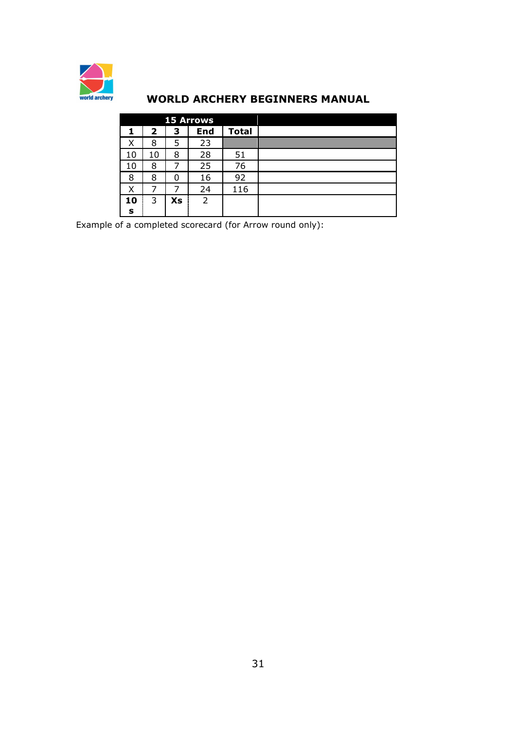| 15 Arrows | | | | | |
|---|---|---|---|---|---|
| **1** | **2** | **3** | **End** | **Total** | |
| X | 8 | 5 | 23 | | |
| 10 | 10 | 8 | 28 | 51 | |
| 10 | 8 | 7 | 25 | 76 | |
| 8 | 8 | 0 | 16 | 92 | |
| X | 7 | 7 | 24 | 116 | |
| **10s** | 3 | **Xs** | 2 | | |

Example of a completed scorecard (for Arrow round only):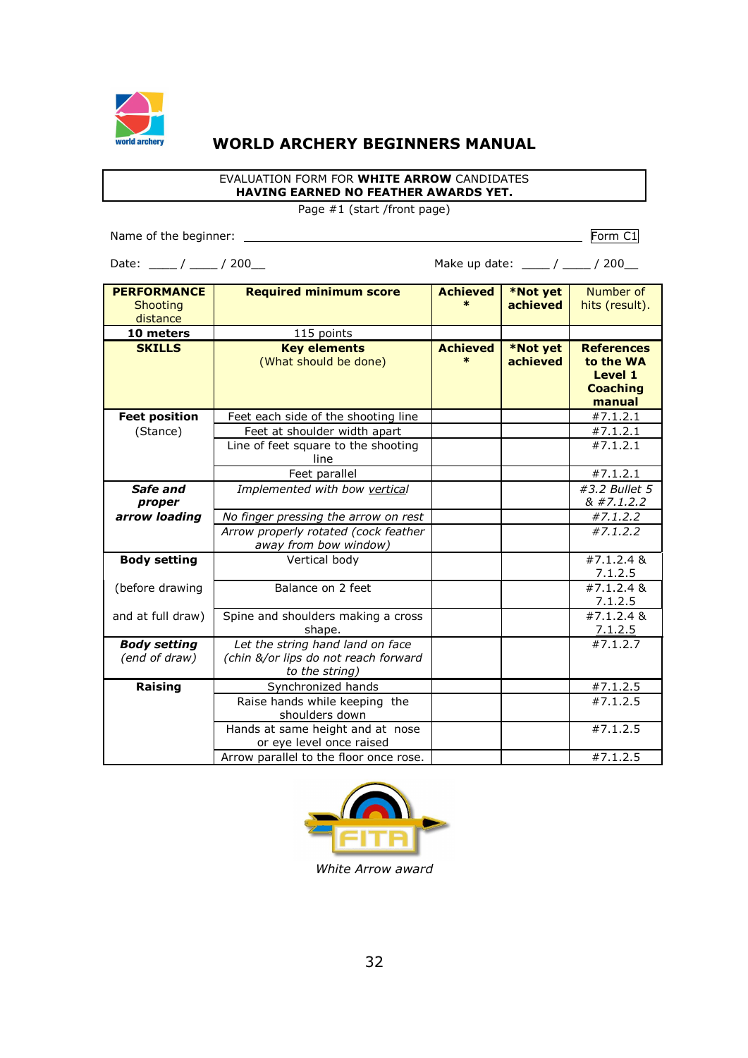# WORLD ARCHERY BEGINNERS MANUAL

EVALUATION FORM FOR **WHITE ARROW** CANDIDATES
**HAVING EARNED NO FEATHER AWARDS YET.**

Page #1 (start /front page)

Name of the beginner: ______________________________________________ Form C1

Date: ____ / ____ / 200__                    Make up date: ____ / ____ / 200__

| **PERFORMANCE** Shooting distance | **Required minimum score** | **Achieved \*** | **\*Not yet achieved** | Number of hits (result). |
|---|---|---|---|---|
| **10 meters** | 115 points | | | |
| **SKILLS** | **Key elements** (What should be done) | **Achieved \*** | **\*Not yet achieved** | **References to the WA Level 1 Coaching manual** |
| **Feet position** (Stance) | Feet each side of the shooting line | | | #7.1.2.1 |
| | Feet at shoulder width apart | | | #7.1.2.1 |
| | Line of feet square to the shooting line | | | #7.1.2.1 |
| | Feet parallel | | | #7.1.2.1 |
| ***Safe and proper arrow loading*** | *Implemented with bow vertical* | | | *#3.2 Bullet 5 & #7.1.2.2* |
| | *No finger pressing the arrow on rest* | | | *#7.1.2.2* |
| | *Arrow properly rotated (cock feather away from bow window)* | | | *#7.1.2.2* |
| **Body setting** | Vertical body | | | #7.1.2.4 & 7.1.2.5 |
| (before drawing | Balance on 2 feet | | | #7.1.2.4 & 7.1.2.5 |
| and at full draw) | Spine and shoulders making a cross shape. | | | #7.1.2.4 & 7.1.2.5 |
| ***Body setting*** *(end of draw)* | *Let the string hand land on face (chin &/or lips do not reach forward to the string)* | | | #7.1.2.7 |
| **Raising** | Synchronized hands | | | #7.1.2.5 |
| | Raise hands while keeping the shoulders down | | | #7.1.2.5 |
| | Hands at same height and at nose or eye level once raised | | | #7.1.2.5 |
| | Arrow parallel to the floor once rose. | | | #7.1.2.5 |

*White Arrow award*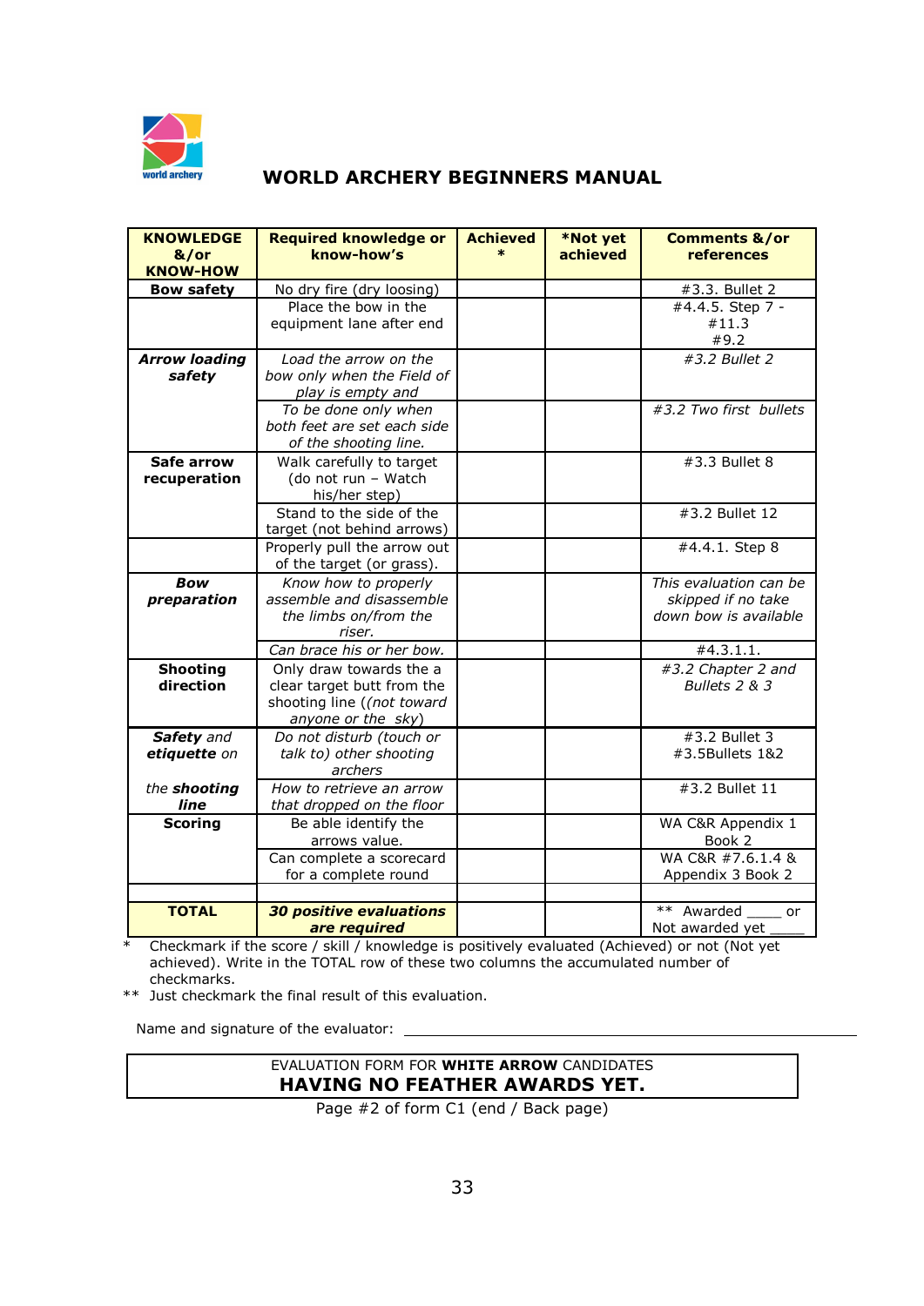# WORLD ARCHERY BEGINNERS MANUAL

| KNOWLEDGE &/or KNOW-HOW | Required knowledge or know-how's | Achieved * | *Not yet achieved | Comments &/or references |
|---|---|---|---|---|
| **Bow safety** | No dry fire (dry loosing) | | | #3.3. Bullet 2 |
| | Place the bow in the equipment lane after end | | | #4.4.5. Step 7 - #11.3 #9.2 |
| ***Arrow loading safety*** | *Load the arrow on the bow only when the Field of play is empty and* | | | *#3.2 Bullet 2* |
| | *To be done only when both feet are set each side of the shooting line.* | | | *#3.2 Two first bullets* |
| **Safe arrow recuperation** | Walk carefully to target (do not run – Watch his/her step) | | | #3.3 Bullet 8 |
| | Stand to the side of the target (not behind arrows) | | | #3.2 Bullet 12 |
| | Properly pull the arrow out of the target (or grass). | | | #4.4.1. Step 8 |
| ***Bow preparation*** | *Know how to properly assemble and disassemble the limbs on/from the riser.* | | | *This evaluation can be skipped if no take down bow is available* |
| | *Can brace his or her bow.* | | | #4.3.1.1. |
| **Shooting direction** | Only draw towards the a clear target butt from the shooting line ((*not toward anyone or the sky*) | | | *#3.2 Chapter 2 and Bullets 2 & 3* |
| ***Safety** and **etiquette** on* | *Do not disturb (touch or talk to) other shooting archers* | | | #3.2 Bullet 3 #3.5Bullets 1&2 |
| *the **shooting line*** | *How to retrieve an arrow that dropped on the floor* | | | #3.2 Bullet 11 |
| **Scoring** | Be able identify the arrows value. | | | WA C&R Appendix 1 Book 2 |
| | Can complete a scorecard for a complete round | | | WA C&R #7.6.1.4 & Appendix 3 Book 2 |
| | | | | |
| **TOTAL** | ***30 positive evaluations are required*** | | | ** Awarded ____ or Not awarded yet ____ |

\* Checkmark if the score / skill / knowledge is positively evaluated (Achieved) or not (Not yet achieved). Write in the TOTAL row of these two columns the accumulated number of checkmarks.

** Just checkmark the final result of this evaluation.

Name and signature of the evaluator: ______________________________

EVALUATION FORM FOR **WHITE ARROW** CANDIDATES
**HAVING NO FEATHER AWARDS YET.**

Page #2 of form C1 (end / Back page)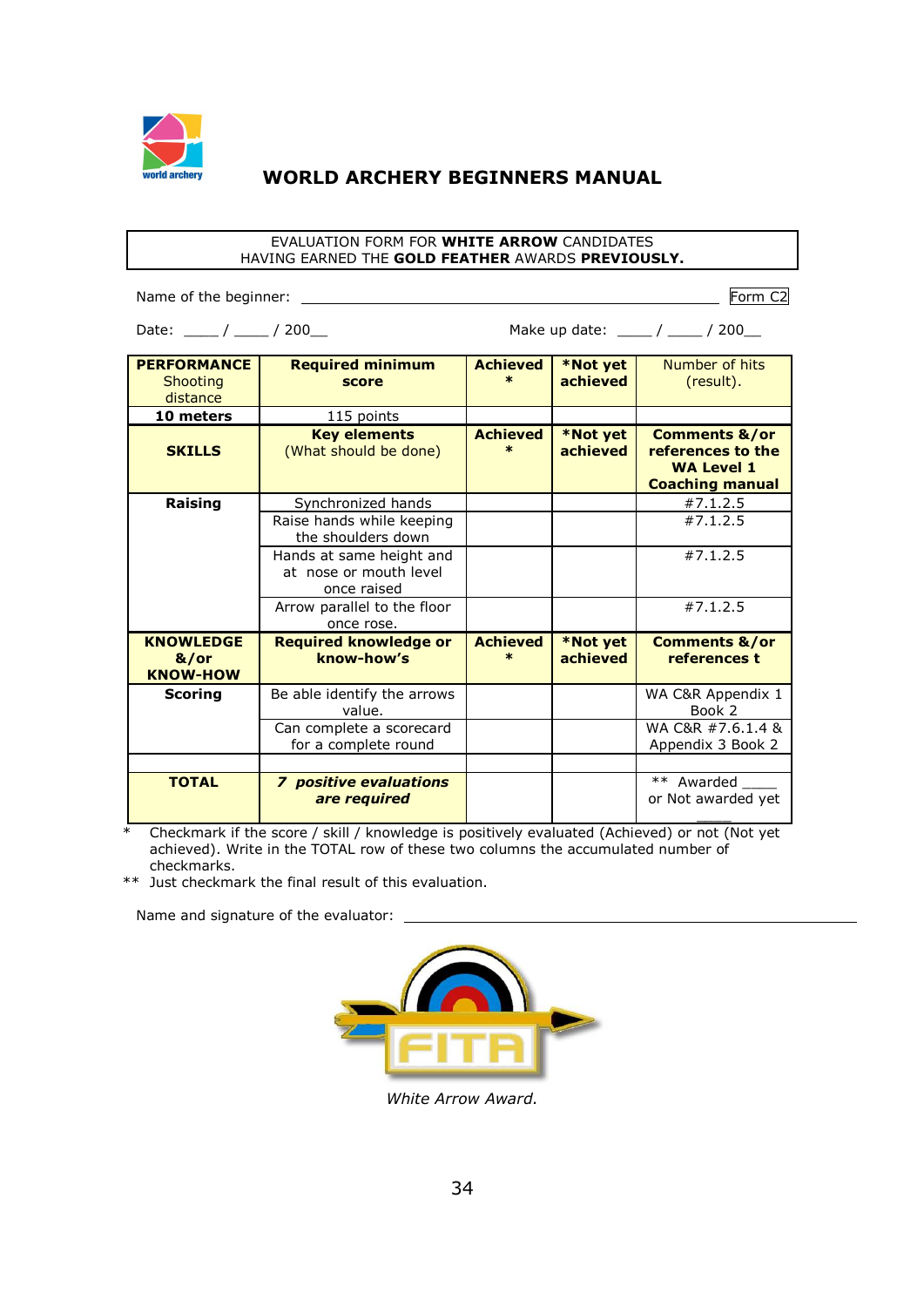## WORLD ARCHERY BEGINNERS MANUAL

EVALUATION FORM FOR **WHITE ARROW** CANDIDATES
HAVING EARNED THE **GOLD FEATHER** AWARDS **PREVIOUSLY.**

Name of the beginner: ______________________________ Form C2

Date: ____ / ____ / 200__ Make up date: ____ / ____ / 200__

| **PERFORMANCE** Shooting distance | **Required minimum score** | **Achieved *** | ***Not yet achieved** | Number of hits (result). |
|---|---|---|---|---|
| **10 meters** | 115 points | | | |
| **SKILLS** | **Key elements** (What should be done) | **Achieved *** | ***Not yet achieved** | **Comments &/or references to the WA Level 1 Coaching manual** |
| **Raising** | Synchronized hands | | | #7.1.2.5 |
| | Raise hands while keeping the shoulders down | | | #7.1.2.5 |
| | Hands at same height and at nose or mouth level once raised | | | #7.1.2.5 |
| | Arrow parallel to the floor once rose. | | | #7.1.2.5 |
| **KNOWLEDGE &/or KNOW-HOW** | **Required knowledge or know-how's** | **Achieved *** | ***Not yet achieved** | **Comments &/or references t** |
| **Scoring** | Be able identify the arrows value. | | | WA C&R Appendix 1 Book 2 |
| | Can complete a scorecard for a complete round | | | WA C&R #7.6.1.4 & Appendix 3 Book 2 |
| | | | | |
| **TOTAL** | ***7 positive evaluations are required*** | | | ** Awarded ____ or Not awarded yet ____ |

\* Checkmark if the score / skill / knowledge is positively evaluated (Achieved) or not (Not yet achieved). Write in the TOTAL row of these two columns the accumulated number of checkmarks.

** Just checkmark the final result of this evaluation.

Name and signature of the evaluator: ______________________________

*White Arrow Award.*